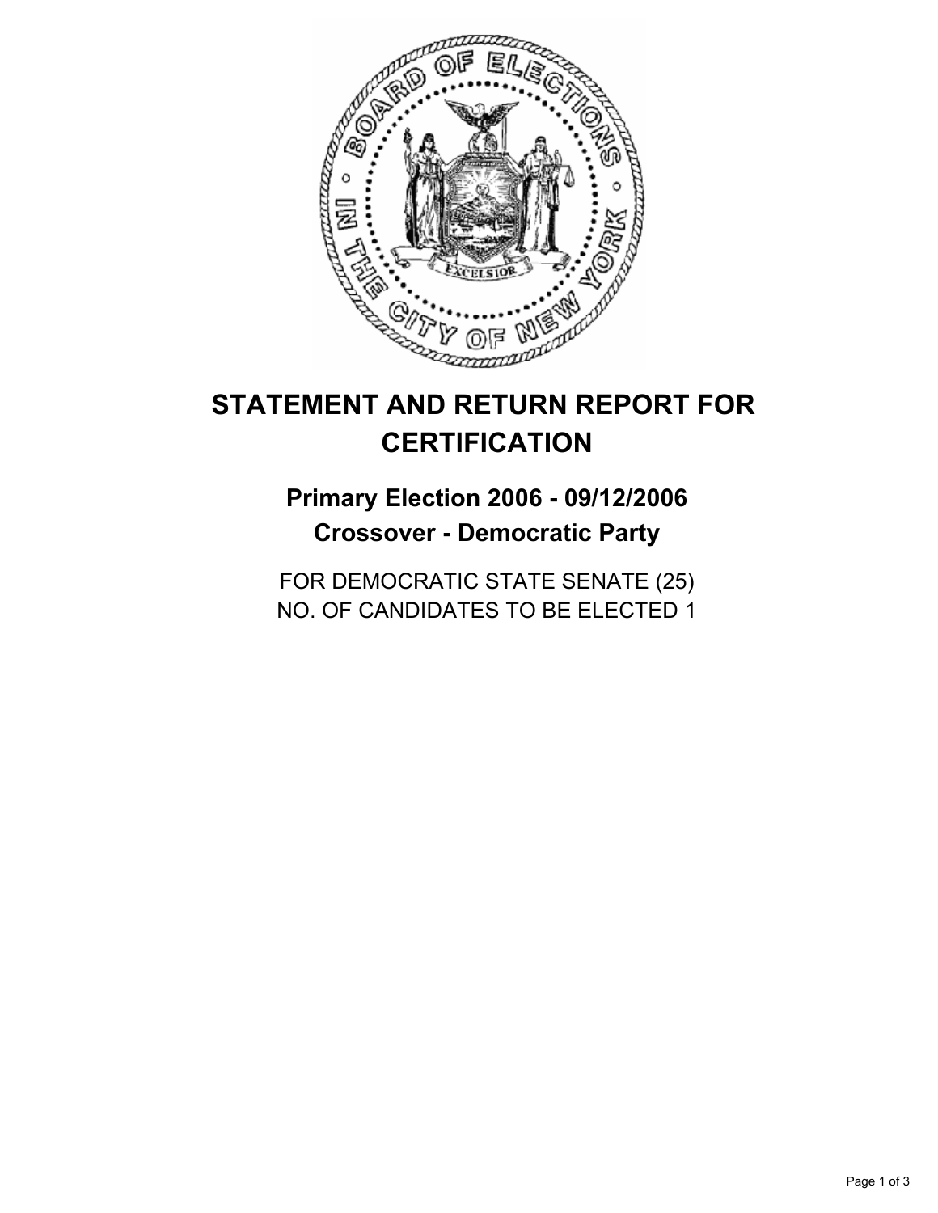# STATEMENT AND RETURN REPORT FOR CERTIFICATION

## Primary Election 2006 - 09/12/2006
## Crossover - Democratic Party

FOR DEMOCRATIC STATE SENATE (25)
NO. OF CANDIDATES TO BE ELECTED 1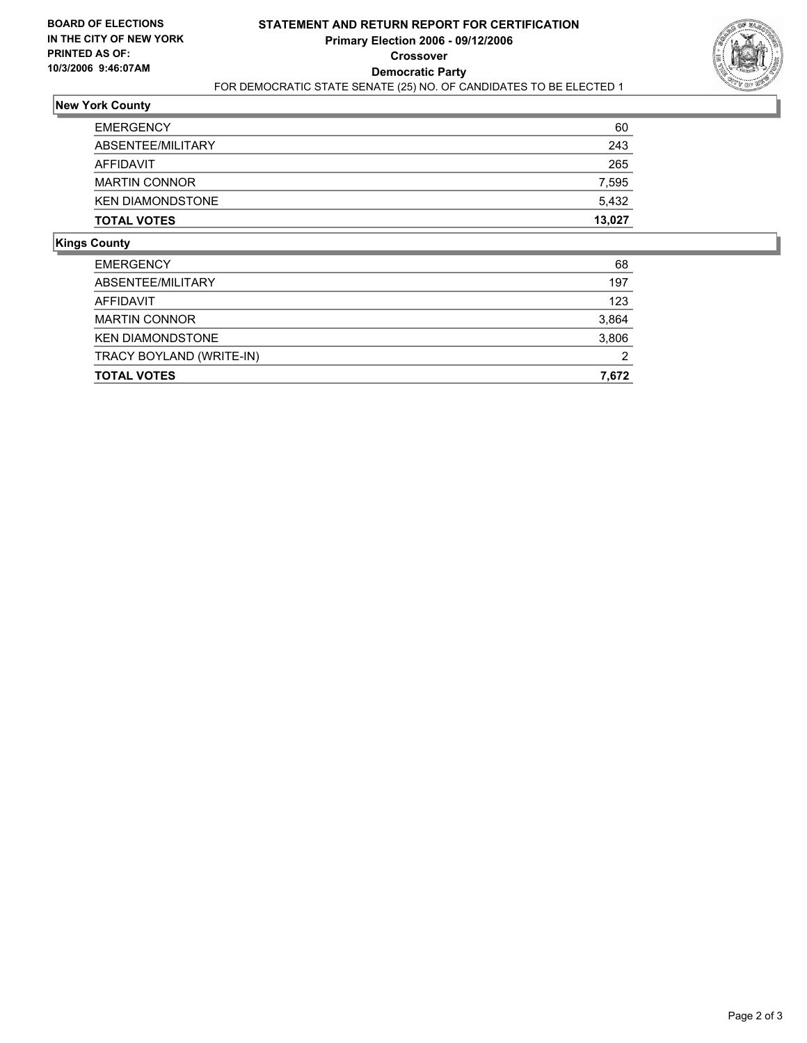**BOARD OF ELECTIONS IN THE CITY OF NEW YORK PRINTED AS OF: 10/3/2006 9:46:07AM**

# STATEMENT AND RETURN REPORT FOR CERTIFICATION
## Primary Election 2006 - 09/12/2006
## Crossover
## Democratic Party
FOR DEMOCRATIC STATE SENATE (25) NO. OF CANDIDATES TO BE ELECTED 1

### New York County

| | |
|---|---|
| EMERGENCY | 60 |
| ABSENTEE/MILITARY | 243 |
| AFFIDAVIT | 265 |
| MARTIN CONNOR | 7,595 |
| KEN DIAMONDSTONE | 5,432 |
| **TOTAL VOTES** | **13,027** |

### Kings County

| | |
|---|---|
| EMERGENCY | 68 |
| ABSENTEE/MILITARY | 197 |
| AFFIDAVIT | 123 |
| MARTIN CONNOR | 3,864 |
| KEN DIAMONDSTONE | 3,806 |
| TRACY BOYLAND (WRITE-IN) | 2 |
| **TOTAL VOTES** | **7,672** |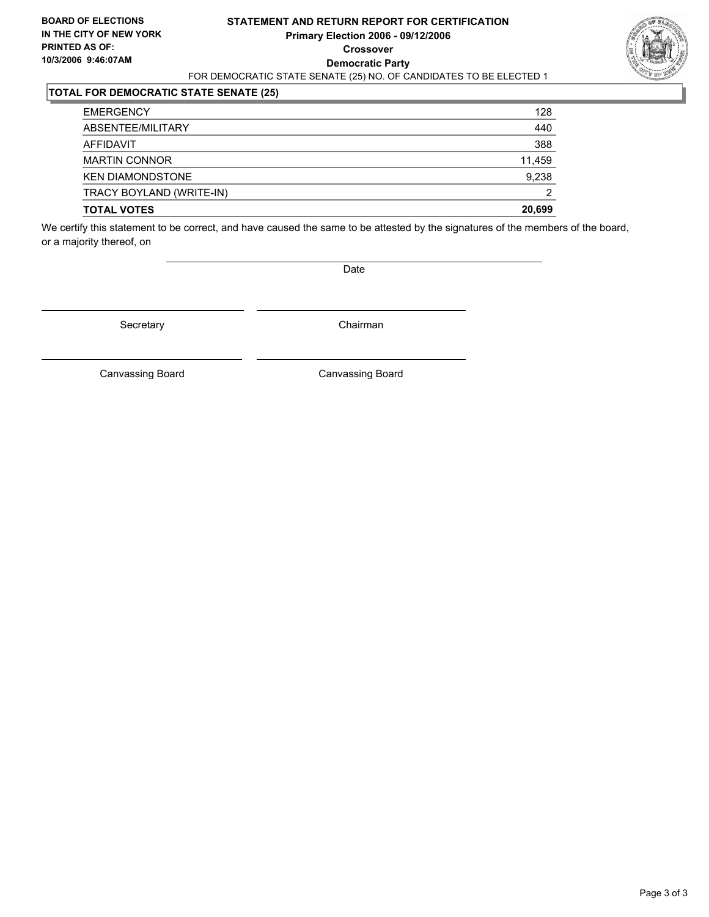**BOARD OF ELECTIONS IN THE CITY OF NEW YORK PRINTED AS OF: 10/3/2006 9:46:07AM**

# STATEMENT AND RETURN REPORT FOR CERTIFICATION

**Primary Election 2006 - 09/12/2006**

**Crossover**

**Democratic Party**

FOR DEMOCRATIC STATE SENATE (25) NO. OF CANDIDATES TO BE ELECTED 1

## TOTAL FOR DEMOCRATIC STATE SENATE (25)

| | |
|---|---|
| EMERGENCY | 128 |
| ABSENTEE/MILITARY | 440 |
| AFFIDAVIT | 388 |
| MARTIN CONNOR | 11,459 |
| KEN DIAMONDSTONE | 9,238 |
| TRACY BOYLAND (WRITE-IN) | 2 |
| **TOTAL VOTES** | **20,699** |

We certify this statement to be correct, and have caused the same to be attested by the signatures of the members of the board, or a majority thereof, on

Date

Secretary

Chairman

Canvassing Board

Canvassing Board